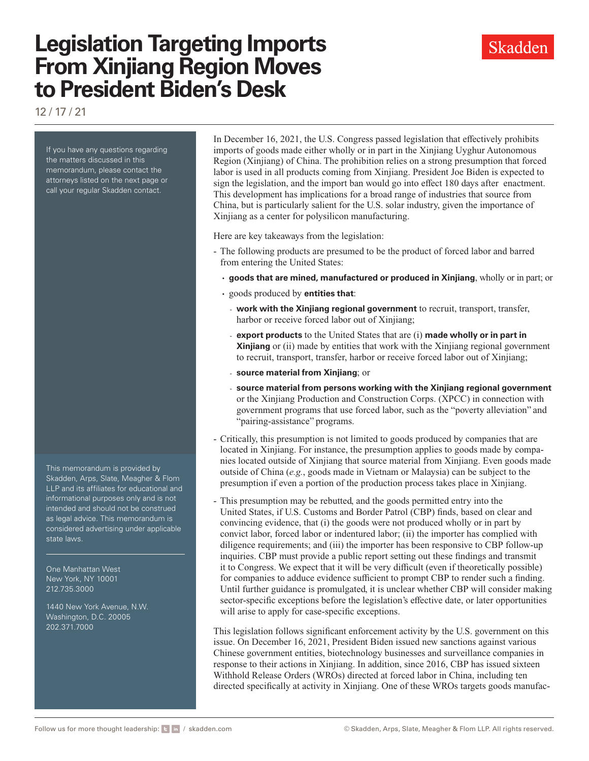# Legislation Targeting Imports From Xinjiang Region Moves to President Biden's Desk

12 / 17 / 21

If you have any questions regarding the matters discussed in this memorandum, please contact the attorneys listed on the next page or call your regular Skadden contact.

This memorandum is provided by Skadden, Arps, Slate, Meagher & Flom LLP and its affiliates for educational and informational purposes only and is not intended and should not be construed as legal advice. This memorandum is considered advertising under applicable state laws.

One Manhattan West
New York, NY 10001
212.735.3000

1440 New York Avenue, N.W.
Washington, D.C. 20005
202.371.7000

In December 16, 2021, the U.S. Congress passed legislation that effectively prohibits imports of goods made either wholly or in part in the Xinjiang Uyghur Autonomous Region (Xinjiang) of China. The prohibition relies on a strong presumption that forced labor is used in all products coming from Xinjiang. President Joe Biden is expected to sign the legislation, and the import ban would go into effect 180 days after enactment. This development has implications for a broad range of industries that source from China, but is particularly salient for the U.S. solar industry, given the importance of Xinjiang as a center for polysilicon manufacturing.

Here are key takeaways from the legislation:

- The following products are presumed to be the product of forced labor and barred from entering the United States:
  - **goods that are mined, manufactured or produced in Xinjiang**, wholly or in part; or
  - goods produced by **entities that**:
    - **work with the Xinjiang regional government** to recruit, transport, transfer, harbor or receive forced labor out of Xinjiang;
    - **export products** to the United States that are (i) **made wholly or in part in Xinjiang** or (ii) made by entities that work with the Xinjiang regional government to recruit, transport, transfer, harbor or receive forced labor out of Xinjiang;
    - **source material from Xinjiang**; or
    - **source material from persons working with the Xinjiang regional government** or the Xinjiang Production and Construction Corps. (XPCC) in connection with government programs that use forced labor, such as the "poverty alleviation" and "pairing-assistance" programs.
- Critically, this presumption is not limited to goods produced by companies that are located in Xinjiang. For instance, the presumption applies to goods made by companies located outside of Xinjiang that source material from Xinjiang. Even goods made outside of China (*e.g.*, goods made in Vietnam or Malaysia) can be subject to the presumption if even a portion of the production process takes place in Xinjiang.
- This presumption may be rebutted, and the goods permitted entry into the United States, if U.S. Customs and Border Patrol (CBP) finds, based on clear and convincing evidence, that (i) the goods were not produced wholly or in part by convict labor, forced labor or indentured labor; (ii) the importer has complied with diligence requirements; and (iii) the importer has been responsive to CBP follow-up inquiries. CBP must provide a public report setting out these findings and transmit it to Congress. We expect that it will be very difficult (even if theoretically possible) for companies to adduce evidence sufficient to prompt CBP to render such a finding. Until further guidance is promulgated, it is unclear whether CBP will consider making sector-specific exceptions before the legislation's effective date, or later opportunities will arise to apply for case-specific exceptions.

This legislation follows significant enforcement activity by the U.S. government on this issue. On December 16, 2021, President Biden issued new sanctions against various Chinese government entities, biotechnology businesses and surveillance companies in response to their actions in Xinjiang. In addition, since 2016, CBP has issued sixteen Withhold Release Orders (WROs) directed at forced labor in China, including ten directed specifically at activity in Xinjiang. One of these WROs targets goods manufac-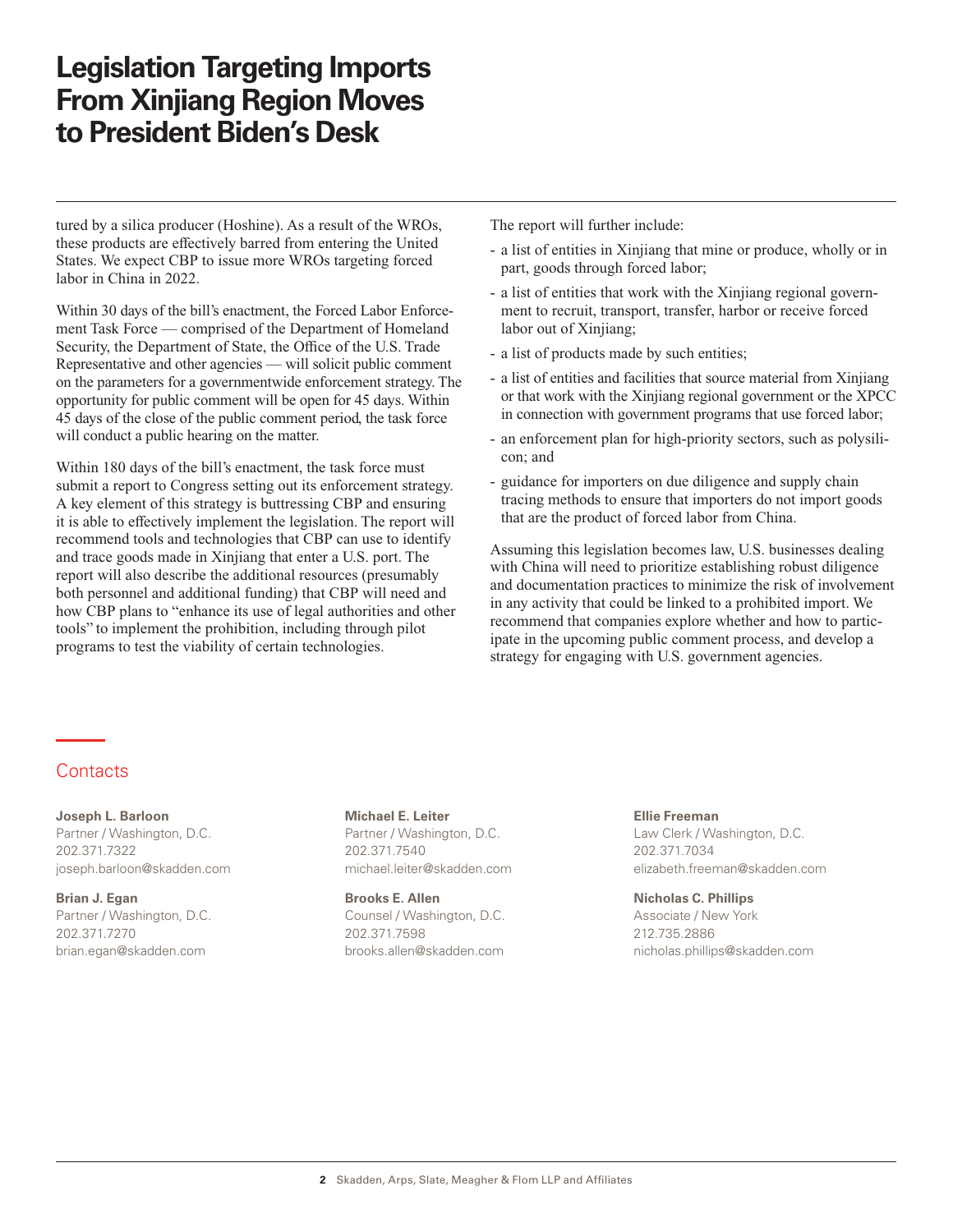# Legislation Targeting Imports From Xinjiang Region Moves to President Biden's Desk

tured by a silica producer (Hoshine). As a result of the WROs, these products are effectively barred from entering the United States. We expect CBP to issue more WROs targeting forced labor in China in 2022.

Within 30 days of the bill's enactment, the Forced Labor Enforcement Task Force — comprised of the Department of Homeland Security, the Department of State, the Office of the U.S. Trade Representative and other agencies — will solicit public comment on the parameters for a governmentwide enforcement strategy. The opportunity for public comment will be open for 45 days. Within 45 days of the close of the public comment period, the task force will conduct a public hearing on the matter.

Within 180 days of the bill's enactment, the task force must submit a report to Congress setting out its enforcement strategy. A key element of this strategy is buttressing CBP and ensuring it is able to effectively implement the legislation. The report will recommend tools and technologies that CBP can use to identify and trace goods made in Xinjiang that enter a U.S. port. The report will also describe the additional resources (presumably both personnel and additional funding) that CBP will need and how CBP plans to "enhance its use of legal authorities and other tools" to implement the prohibition, including through pilot programs to test the viability of certain technologies.

The report will further include:

- a list of entities in Xinjiang that mine or produce, wholly or in part, goods through forced labor;
- a list of entities that work with the Xinjiang regional government to recruit, transport, transfer, harbor or receive forced labor out of Xinjiang;
- a list of products made by such entities;
- a list of entities and facilities that source material from Xinjiang or that work with the Xinjiang regional government or the XPCC in connection with government programs that use forced labor;
- an enforcement plan for high-priority sectors, such as polysilicon; and
- guidance for importers on due diligence and supply chain tracing methods to ensure that importers do not import goods that are the product of forced labor from China.

Assuming this legislation becomes law, U.S. businesses dealing with China will need to prioritize establishing robust diligence and documentation practices to minimize the risk of involvement in any activity that could be linked to a prohibited import. We recommend that companies explore whether and how to participate in the upcoming public comment process, and develop a strategy for engaging with U.S. government agencies.

## Contacts

**Joseph L. Barloon**
Partner / Washington, D.C.
202.371.7322
joseph.barloon@skadden.com

**Brian J. Egan**
Partner / Washington, D.C.
202.371.7270
brian.egan@skadden.com

**Michael E. Leiter**
Partner / Washington, D.C.
202.371.7540
michael.leiter@skadden.com

**Brooks E. Allen**
Counsel / Washington, D.C.
202.371.7598
brooks.allen@skadden.com

**Ellie Freeman**
Law Clerk / Washington, D.C.
202.371.7034
elizabeth.freeman@skadden.com

**Nicholas C. Phillips**
Associate / New York
212.735.2886
nicholas.phillips@skadden.com